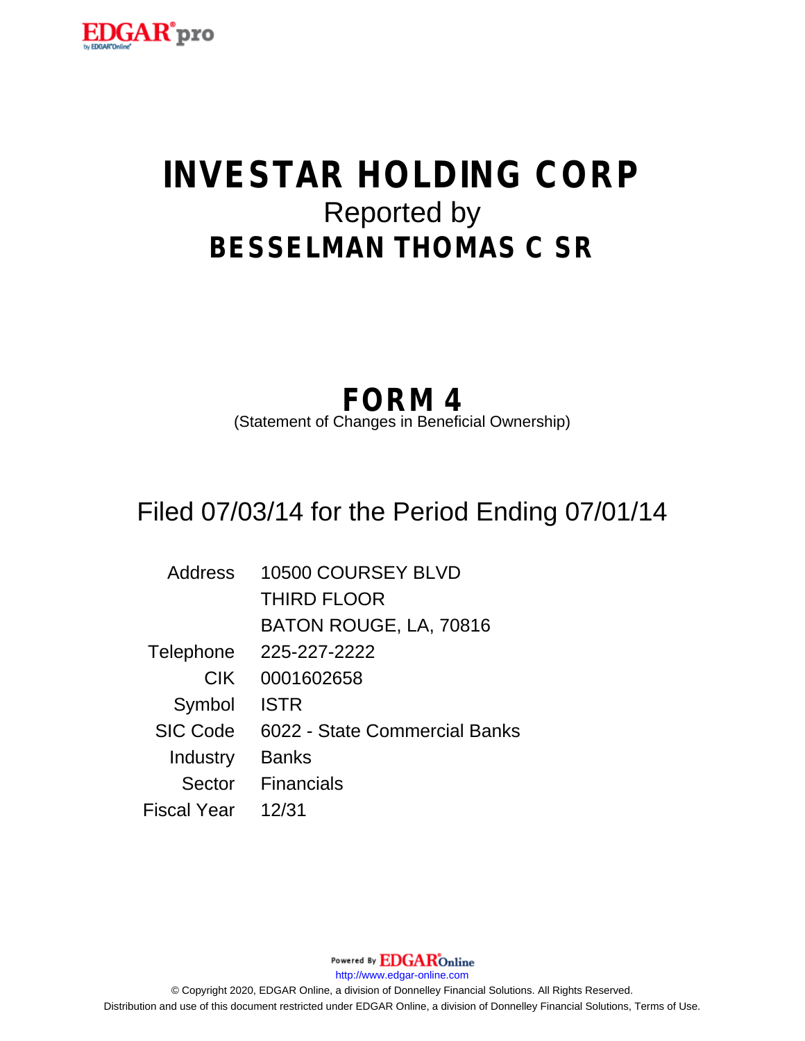# INVESTAR HOLDING CORP

Reported by

## BESSELMAN THOMAS C SR

## FORM 4

(Statement of Changes in Beneficial Ownership)

Filed 07/03/14 for the Period Ending 07/01/14

| | |
|---|---|
| Address | 10500 COURSEY BLVD<br>THIRD FLOOR<br>BATON ROUGE, LA, 70816 |
| Telephone | 225-227-2222 |
| CIK | 0001602658 |
| Symbol | ISTR |
| SIC Code | 6022 - State Commercial Banks |
| Industry | Banks |
| Sector | Financials |
| Fiscal Year | 12/31 |

Powered By EDGAROnline

http://www.edgar-online.com

© Copyright 2020, EDGAR Online, a division of Donnelley Financial Solutions. All Rights Reserved.
Distribution and use of this document restricted under EDGAR Online, a division of Donnelley Financial Solutions, Terms of Use.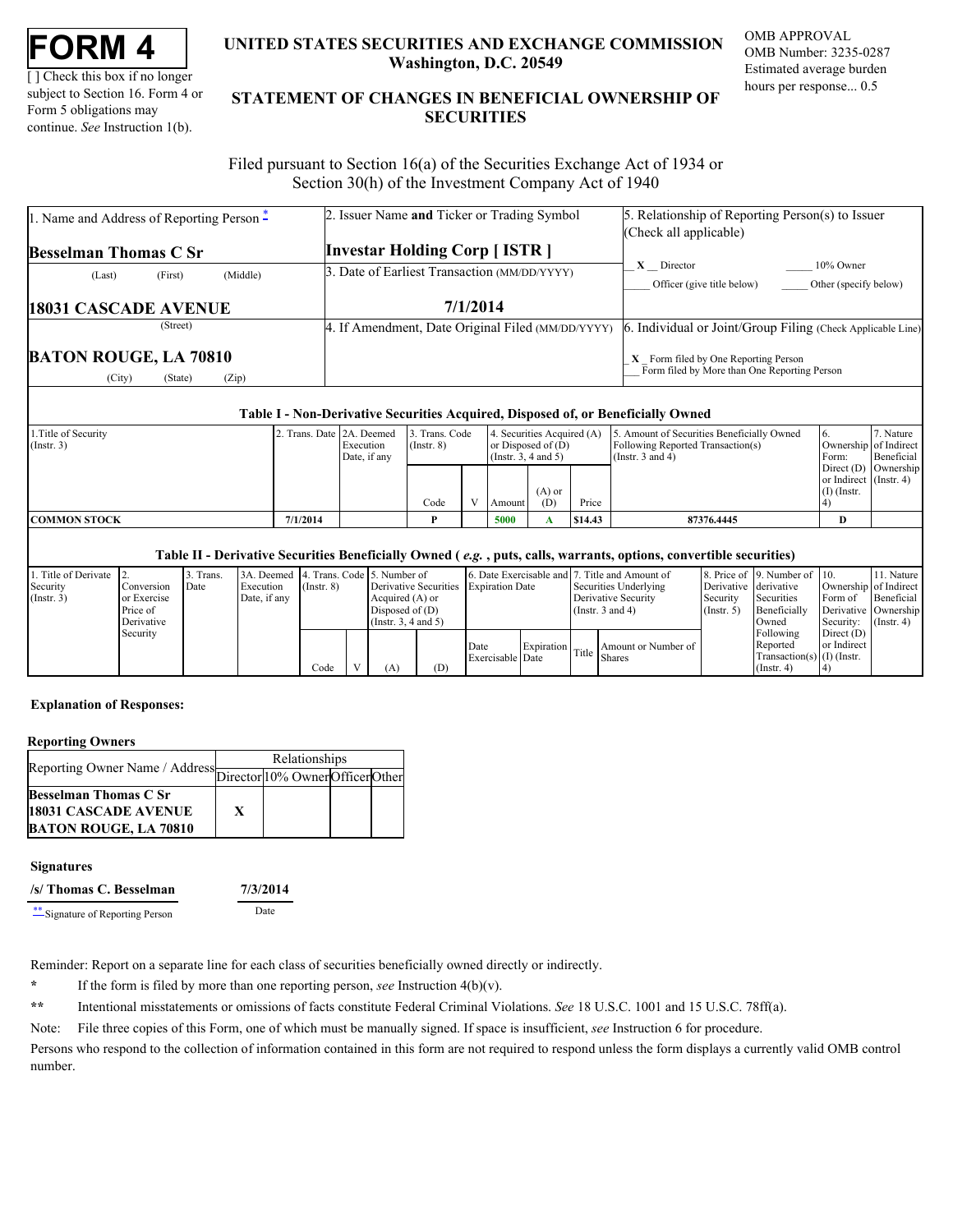# FORM 4

[ ] Check this box if no longer subject to Section 16. Form 4 or Form 5 obligations may continue. *See* Instruction 1(b).

**UNITED STATES SECURITIES AND EXCHANGE COMMISSION**
**Washington, D.C. 20549**

**STATEMENT OF CHANGES IN BENEFICIAL OWNERSHIP OF SECURITIES**

OMB APPROVAL
OMB Number: 3235-0287
Estimated average burden hours per response... 0.5

Filed pursuant to Section 16(a) of the Securities Exchange Act of 1934 or Section 30(h) of the Investment Company Act of 1940

| | | |
|---|---|---|
| 1. Name and Address of Reporting Person * **Besselman Thomas C Sr** (Last) (First) (Middle) | 2. Issuer Name **and** Ticker or Trading Symbol **Investar Holding Corp [ ISTR ]** | 5. Relationship of Reporting Person(s) to Issuer (Check all applicable) _X_ Director ___ 10% Owner ___ Officer (give title below) ___ Other (specify below) |
| **18031 CASCADE AVENUE** (Street) | 3. Date of Earliest Transaction (MM/DD/YYYY) **7/1/2014** | |
| **BATON ROUGE, LA 70810** (City) (State) (Zip) | 4. If Amendment, Date Original Filed (MM/DD/YYYY) | 6. Individual or Joint/Group Filing (Check Applicable Line) _X_ Form filed by One Reporting Person ___ Form filed by More than One Reporting Person |

**Table I - Non-Derivative Securities Acquired, Disposed of, or Beneficially Owned**

| 1.Title of Security (Instr. 3) | 2. Trans. Date | 2A. Deemed Execution Date, if any | 3. Trans. Code (Instr. 8) | | 4. Securities Acquired (A) or Disposed of (D) (Instr. 3, 4 and 5) | | | 5. Amount of Securities Beneficially Owned Following Reported Transaction(s) (Instr. 3 and 4) | 6. Ownership Form: Direct (D) or Indirect (I) (Instr. 4) | 7. Nature of Indirect Beneficial Ownership (Instr. 4) |
|---|---|---|---|---|---|---|---|---|---|---|
| | | | Code | V | Amount | (A) or (D) | Price | | | |
| **COMMON STOCK** | **7/1/2014** | | **P** | | **5000** | **A** | **$14.43** | **87376.4445** | **D** | |

**Table II - Derivative Securities Beneficially Owned (*e.g.*, puts, calls, warrants, options, convertible securities)**

| 1. Title of Derivate Security (Instr. 3) | 2. Conversion or Exercise Price of Derivative Security | 3. Trans. Date | 3A. Deemed Execution Date, if any | 4. Trans. Code (Instr. 8) | | 5. Number of Derivative Securities Acquired (A) or Disposed of (D) (Instr. 3, 4 and 5) | | 6. Date Exercisable and Expiration Date | | 7. Title and Amount of Securities Underlying Derivative Security (Instr. 3 and 4) | | 8. Price of Derivative Security (Instr. 5) | 9. Number of derivative Securities Beneficially Owned Following Reported Transaction(s) (Instr. 4) | 10. Ownership Form of Derivative Security: Direct (D) or Indirect (I) (Instr. 4) | 11. Nature of Indirect Beneficial Ownership (Instr. 4) |
|---|---|---|---|---|---|---|---|---|---|---|---|---|---|---|---|
| | | | | Code | V | (A) | (D) | Date Exercisable | Expiration Date | Title | Amount or Number of Shares | | | | |

**Explanation of Responses:**

**Reporting Owners**

| Reporting Owner Name / Address | Relationships | | | |
|---|---|---|---|---|
| | Director | 10% Owner | Officer | Other |
| **Besselman Thomas C Sr** **18031 CASCADE AVENUE** **BATON ROUGE, LA 70810** | X | | | |

**Signatures**

| | |
|---|---|
| **/s/ Thomas C. Besselman** | **7/3/2014** |
| ** Signature of Reporting Person | Date |

Reminder: Report on a separate line for each class of securities beneficially owned directly or indirectly.

\* If the form is filed by more than one reporting person, *see* Instruction 4(b)(v).

\** Intentional misstatements or omissions of facts constitute Federal Criminal Violations. *See* 18 U.S.C. 1001 and 15 U.S.C. 78ff(a).

Note: File three copies of this Form, one of which must be manually signed. If space is insufficient, *see* Instruction 6 for procedure.

Persons who respond to the collection of information contained in this form are not required to respond unless the form displays a currently valid OMB control number.